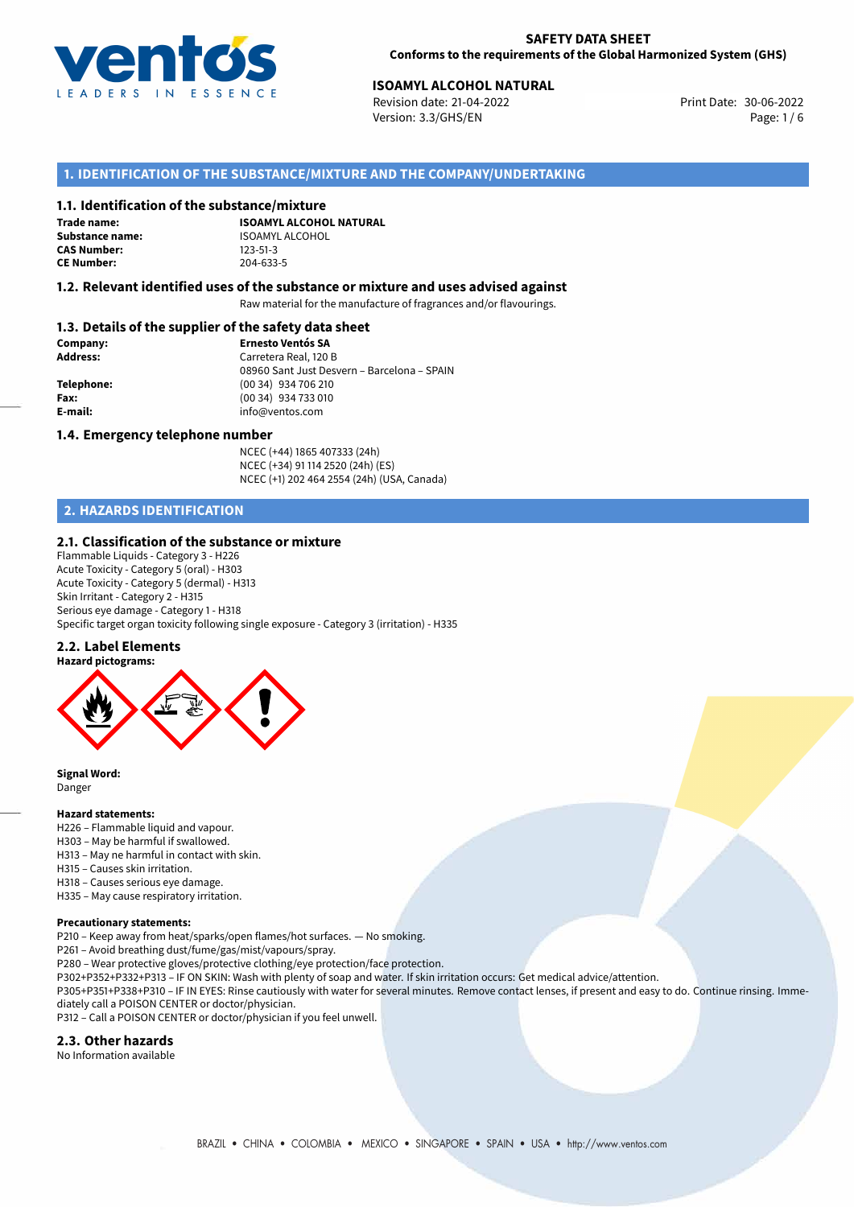**SAFETY DATA SHEET**
**Conforms to the requirements of the Global Harmonized System (GHS)**

**ISOAMYL ALCOHOL NATURAL**
Revision date: 21-04-2022
Version: 3.3/GHS/EN
Print Date: 30-06-2022

## 1. IDENTIFICATION OF THE SUBSTANCE/MIXTURE AND THE COMPANY/UNDERTAKING

### 1.1. Identification of the substance/mixture

**Trade name:** **ISOAMYL ALCOHOL NATURAL**
**Substance name:** ISOAMYL ALCOHOL
**CAS Number:** 123-51-3
**CE Number:** 204-633-5

### 1.2. Relevant identified uses of the substance or mixture and uses advised against

Raw material for the manufacture of fragrances and/or flavourings.

### 1.3. Details of the supplier of the safety data sheet

**Company:** **Ernesto Ventós SA**
**Address:** Carretera Real, 120 B
08960 Sant Just Desvern – Barcelona – SPAIN
**Telephone:** (00 34) 934 706 210
**Fax:** (00 34) 934 733 010
**E-mail:** info@ventos.com

### 1.4. Emergency telephone number

NCEC (+44) 1865 407333 (24h)
NCEC (+34) 91 114 2520 (24h) (ES)
NCEC (+1) 202 464 2554 (24h) (USA, Canada)

## 2. HAZARDS IDENTIFICATION

### 2.1. Classification of the substance or mixture

Flammable Liquids - Category 3 - H226
Acute Toxicity - Category 5 (oral) - H303
Acute Toxicity - Category 5 (dermal) - H313
Skin Irritant - Category 2 - H315
Serious eye damage - Category 1 - H318
Specific target organ toxicity following single exposure - Category 3 (irritation) - H335

### 2.2. Label Elements

**Hazard pictograms:**

**Signal Word:**
Danger

**Hazard statements:**
H226 – Flammable liquid and vapour.
H303 – May be harmful if swallowed.
H313 – May ne harmful in contact with skin.
H315 – Causes skin irritation.
H318 – Causes serious eye damage.
H335 – May cause respiratory irritation.

**Precautionary statements:**
P210 – Keep away from heat/sparks/open flames/hot surfaces. — No smoking.
P261 – Avoid breathing dust/fume/gas/mist/vapours/spray.
P280 – Wear protective gloves/protective clothing/eye protection/face protection.
P302+P352+P332+P313 – IF ON SKIN: Wash with plenty of soap and water. If skin irritation occurs: Get medical advice/attention.
P305+P351+P338+P310 – IF IN EYES: Rinse cautiously with water for several minutes. Remove contact lenses, if present and easy to do. Continue rinsing. Immediately call a POISON CENTER or doctor/physician.
P312 – Call a POISON CENTER or doctor/physician if you feel unwell.

### 2.3. Other hazards

No Information available

BRAZIL • CHINA • COLOMBIA • MEXICO • SINGAPORE • SPAIN • USA • http://www.ventos.com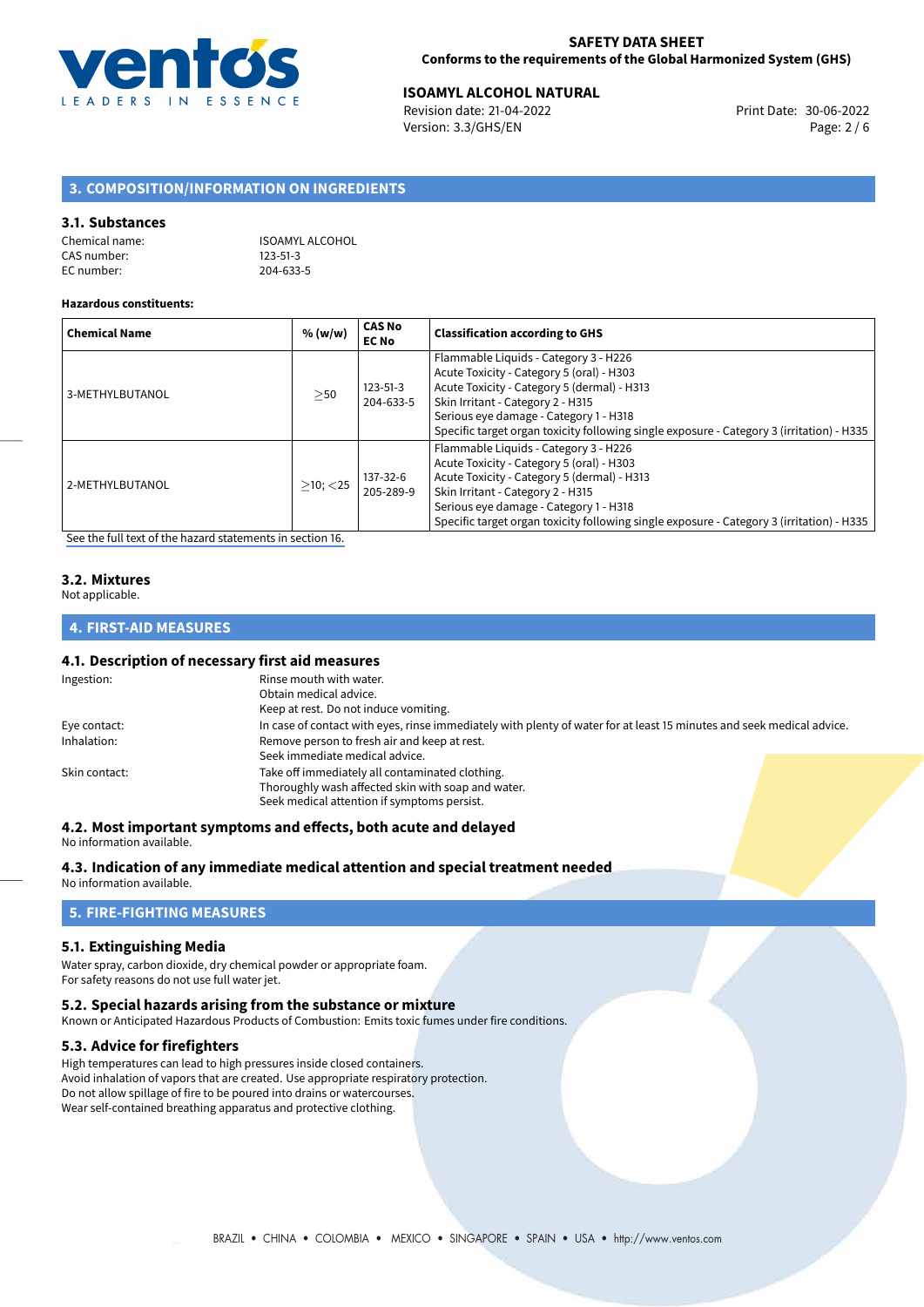## 3. COMPOSITION/INFORMATION ON INGREDIENTS

### 3.1. Substances

Chemical name: ISOAMYL ALCOHOL
CAS number: 123-51-3
EC number: 204-633-5

**Hazardous constituents:**

| Chemical Name | % (w/w) | CAS No EC No | Classification according to GHS |
|---|---|---|---|
| 3-METHYLBUTANOL | ≥50 | 123-51-3 204-633-5 | Flammable Liquids - Category 3 - H226 Acute Toxicity - Category 5 (oral) - H303 Acute Toxicity - Category 5 (dermal) - H313 Skin Irritant - Category 2 - H315 Serious eye damage - Category 1 - H318 Specific target organ toxicity following single exposure - Category 3 (irritation) - H335 |
| 2-METHYLBUTANOL | ≥10; <25 | 137-32-6 205-289-9 | Flammable Liquids - Category 3 - H226 Acute Toxicity - Category 5 (oral) - H303 Acute Toxicity - Category 5 (dermal) - H313 Skin Irritant - Category 2 - H315 Serious eye damage - Category 1 - H318 Specific target organ toxicity following single exposure - Category 3 (irritation) - H335 |

See the full text of the hazard statements in section 16.

### 3.2. Mixtures

Not applicable.

## 4. FIRST-AID MEASURES

### 4.1. Description of necessary first aid measures

Ingestion: Rinse mouth with water.
Obtain medical advice.
Keep at rest. Do not induce vomiting.

Eye contact: In case of contact with eyes, rinse immediately with plenty of water for at least 15 minutes and seek medical advice.

Inhalation: Remove person to fresh air and keep at rest.
Seek immediate medical advice.

Skin contact: Take off immediately all contaminated clothing.
Thoroughly wash affected skin with soap and water.
Seek medical attention if symptoms persist.

### 4.2. Most important symptoms and effects, both acute and delayed

No information available.

### 4.3. Indication of any immediate medical attention and special treatment needed

No information available.

## 5. FIRE-FIGHTING MEASURES

### 5.1. Extinguishing Media

Water spray, carbon dioxide, dry chemical powder or appropriate foam.
For safety reasons do not use full water jet.

### 5.2. Special hazards arising from the substance or mixture

Known or Anticipated Hazardous Products of Combustion: Emits toxic fumes under fire conditions.

### 5.3. Advice for firefighters

High temperatures can lead to high pressures inside closed containers.
Avoid inhalation of vapors that are created. Use appropriate respiratory protection.
Do not allow spillage of fire to be poured into drains or watercourses.
Wear self-contained breathing apparatus and protective clothing.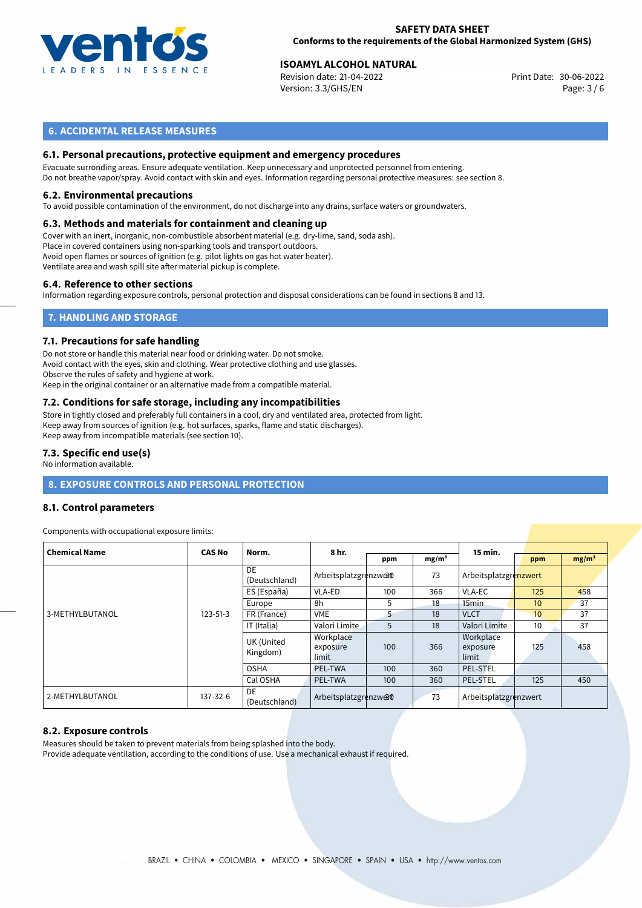## 6. ACCIDENTAL RELEASE MEASURES

### 6.1. Personal precautions, protective equipment and emergency procedures

Evacuate surronding areas. Ensure adequate ventilation. Keep unnecessary and unprotected personnel from entering.
Do not breathe vapor/spray. Avoid contact with skin and eyes. Information regarding personal protective measures: see section 8.

### 6.2. Environmental precautions

To avoid possible contamination of the environment, do not discharge into any drains, surface waters or groundwaters.

### 6.3. Methods and materials for containment and cleaning up

Cover with an inert, inorganic, non-combustible absorbent material (e.g. dry-lime, sand, soda ash).
Place in covered containers using non-sparking tools and transport outdoors.
Avoid open flames or sources of ignition (e.g. pilot lights on gas hot water heater).
Ventilate area and wash spill site after material pickup is complete.

### 6.4. Reference to other sections

Information regarding exposure controls, personal protection and disposal considerations can be found in sections 8 and 13.

## 7. HANDLING AND STORAGE

### 7.1. Precautions for safe handling

Do not store or handle this material near food or drinking water. Do not smoke.
Avoid contact with the eyes, skin and clothing. Wear protective clothing and use glasses.
Observe the rules of safety and hygiene at work.
Keep in the original container or an alternative made from a compatible material.

### 7.2. Conditions for safe storage, including any incompatibilities

Store in tightly closed and preferably full containers in a cool, dry and ventilated area, protected from light.
Keep away from sources of ignition (e.g. hot surfaces, sparks, flame and static discharges).
Keep away from incompatible materials (see section 10).

### 7.3. Specific end use(s)

No information available.

## 8. EXPOSURE CONTROLS AND PERSONAL PROTECTION

### 8.1. Control parameters

Components with occupational exposure limits:

| Chemical Name | CAS No | Norm. | 8 hr. | | | 15 min. | | |
|---|---|---|---|---|---|---|---|---|
| | | | | ppm | mg/m³ | | ppm | mg/m³ |
| 3-METHYLBUTANOL | 123-51-3 | DE (Deutschland) | Arbeitsplatzgrenzwert | 20 | 73 | Arbeitsplatzgrenzwert | | |
| | | ES (España) | VLA-ED | 100 | 366 | VLA-EC | 125 | 458 |
| | | Europe | 8h | 5 | 18 | 15min | 10 | 37 |
| | | FR (France) | VME | 5 | 18 | VLCT | 10 | 37 |
| | | IT (Italia) | Valori Limite | 5 | 18 | Valori Limite | 10 | 37 |
| | | UK (United Kingdom) | Workplace exposure limit | 100 | 366 | Workplace exposure limit | 125 | 458 |
| | | OSHA | PEL-TWA | 100 | 360 | PEL-STEL | | |
| | | Cal OSHA | PEL-TWA | 100 | 360 | PEL-STEL | 125 | 450 |
| 2-METHYLBUTANOL | 137-32-6 | DE (Deutschland) | Arbeitsplatzgrenzwert | 20 | 73 | Arbeitsplatzgrenzwert | | |

### 8.2. Exposure controls

Measures should be taken to prevent materials from being splashed into the body.
Provide adequate ventilation, according to the conditions of use. Use a mechanical exhaust if required.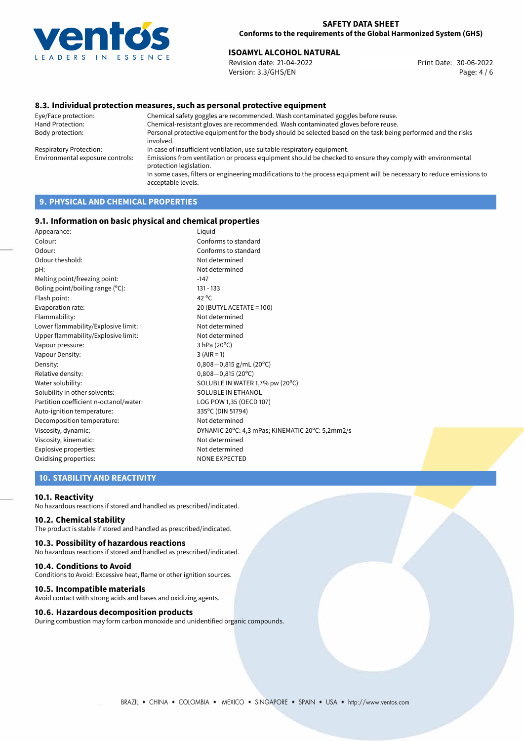### 8.3. Individual protection measures, such as personal protective equipment

| | |
|---|---|
| Eye/Face protection: | Chemical safety goggles are recommended. Wash contaminated goggles before reuse. |
| Hand Protection: | Chemical-resistant gloves are recommended. Wash contaminated gloves before reuse. |
| Body protection: | Personal protective equipment for the body should be selected based on the task being performed and the risks involved. |
| Respiratory Protection: | In case of insufficient ventilation, use suitable respiratory equipment. |
| Environmental exposure controls: | Emissions from ventilation or process equipment should be checked to ensure they comply with environmental protection legislation. In some cases, filters or engineering modifications to the process equipment will be necessary to reduce emissions to acceptable levels. |

## 9. PHYSICAL AND CHEMICAL PROPERTIES

### 9.1. Information on basic physical and chemical properties

| | |
|---|---|
| Appearance: | Liquid |
| Colour: | Conforms to standard |
| Odour: | Conforms to standard |
| Odour theshold: | Not determined |
| pH: | Not determined |
| Melting point/freezing point: | -147 |
| Boling point/boiling range (°C): | 131 - 133 |
| Flash point: | 42 °C |
| Evaporation rate: | 20 (BUTYL ACETATE = 100) |
| Flammability: | Not determined |
| Lower flammability/Explosive limit: | Not determined |
| Upper flammability/Explosive limit: | Not determined |
| Vapour pressure: | 3 hPa (20°C) |
| Vapour Density: | 3 (AIR = 1) |
| Density: | 0,808—0,815 g/mL (20°C) |
| Relative density: | 0,808—0,815 (20°C) |
| Water solubility: | SOLUBLE IN WATER 1,7% pw (20°C) |
| Solubility in other solvents: | SOLUBLE IN ETHANOL |
| Partition coefficient n-octanol/water: | LOG POW 1,35 (OECD 107) |
| Auto-ignition temperature: | 335°C (DIN 51794) |
| Decomposition temperature: | Not determined |
| Viscosity, dynamic: | DYNAMIC 20°C: 4,3 mPas; KINEMATIC 20°C: 5,2mm2/s |
| Viscosity, kinematic: | Not determined |
| Explosive properties: | Not determined |
| Oxidising properties: | NONE EXPECTED |

## 10. STABILITY AND REACTIVITY

### 10.1. Reactivity

No hazardous reactions if stored and handled as prescribed/indicated.

### 10.2. Chemical stability

The product is stable if stored and handled as prescribed/indicated.

### 10.3. Possibility of hazardous reactions

No hazardous reactions if stored and handled as prescribed/indicated.

### 10.4. Conditions to Avoid

Conditions to Avoid: Excessive heat, flame or other ignition sources.

### 10.5. Incompatible materials

Avoid contact with strong acids and bases and oxidizing agents.

### 10.6. Hazardous decomposition products

During combustion may form carbon monoxide and unidentified organic compounds.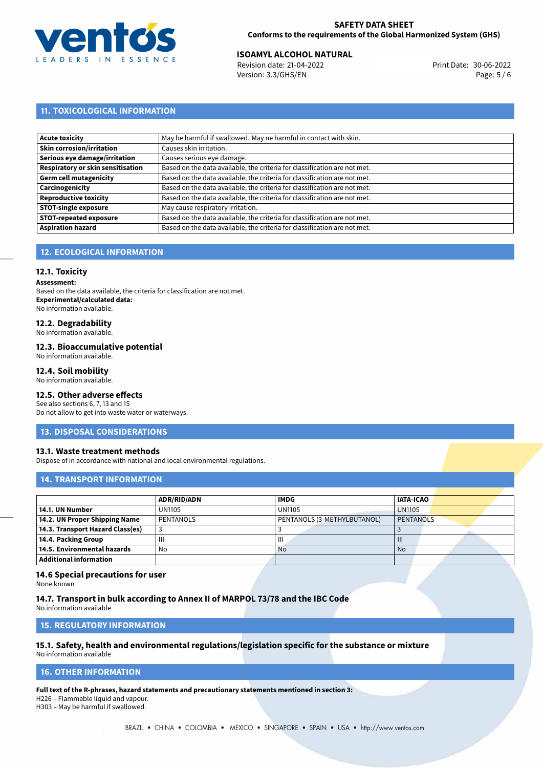## 11. TOXICOLOGICAL INFORMATION

| | |
|---|---|
| **Acute toxicity** | May be harmful if swallowed. May ne harmful in contact with skin. |
| **Skin corrosion/irritation** | Causes skin irritation. |
| **Serious eye damage/irritation** | Causes serious eye damage. |
| **Respiratory or skin sensitisation** | Based on the data available, the criteria for classification are not met. |
| **Germ cell mutagenicity** | Based on the data available, the criteria for classification are not met. |
| **Carcinogenicity** | Based on the data available, the criteria for classification are not met. |
| **Reproductive toxicity** | Based on the data available, the criteria for classification are not met. |
| **STOT-single exposure** | May cause respiratory irritation. |
| **STOT-repeated exposure** | Based on the data available, the criteria for classification are not met. |
| **Aspiration hazard** | Based on the data available, the criteria for classification are not met. |

## 12. ECOLOGICAL INFORMATION

### 12.1. Toxicity

**Assessment:**
Based on the data available, the criteria for classification are not met.
**Experimental/calculated data:**
No information available.

### 12.2. Degradability

No information available.

### 12.3. Bioaccumulative potential

No information available.

### 12.4. Soil mobility

No information available.

### 12.5. Other adverse effects

See also sections 6, 7, 13 and 15
Do not allow to get into waste water or waterways.

## 13. DISPOSAL CONSIDERATIONS

### 13.1. Waste treatment methods

Dispose of in accordance with national and local environmental regulations.

## 14. TRANSPORT INFORMATION

| | ADR/RID/ADN | IMDG | IATA-ICAO |
|---|---|---|---|
| **14.1. UN Number** | UN1105 | UN1105 | UN1105 |
| **14.2. UN Proper Shipping Name** | PENTANOLS | PENTANOLS (3-METHYLBUTANOL) | PENTANOLS |
| **14.3. Transport Hazard Class(es)** | 3 | 3 | 3 |
| **14.4. Packing Group** | III | III | III |
| **14.5. Environmental hazards** | No | No | No |
| **Additional information** | | | |

### 14.6 Special precautions for user

None known

### 14.7. Transport in bulk according to Annex II of MARPOL 73/78 and the IBC Code

No information available

## 15. REGULATORY INFORMATION

### 15.1. Safety, health and environmental regulations/legislation specific for the substance or mixture

No information available

## 16. OTHER INFORMATION

**Full text of the R-phrases, hazard statements and precautionary statements mentioned in section 3:**
H226 – Flammable liquid and vapour.
H303 – May be harmful if swallowed.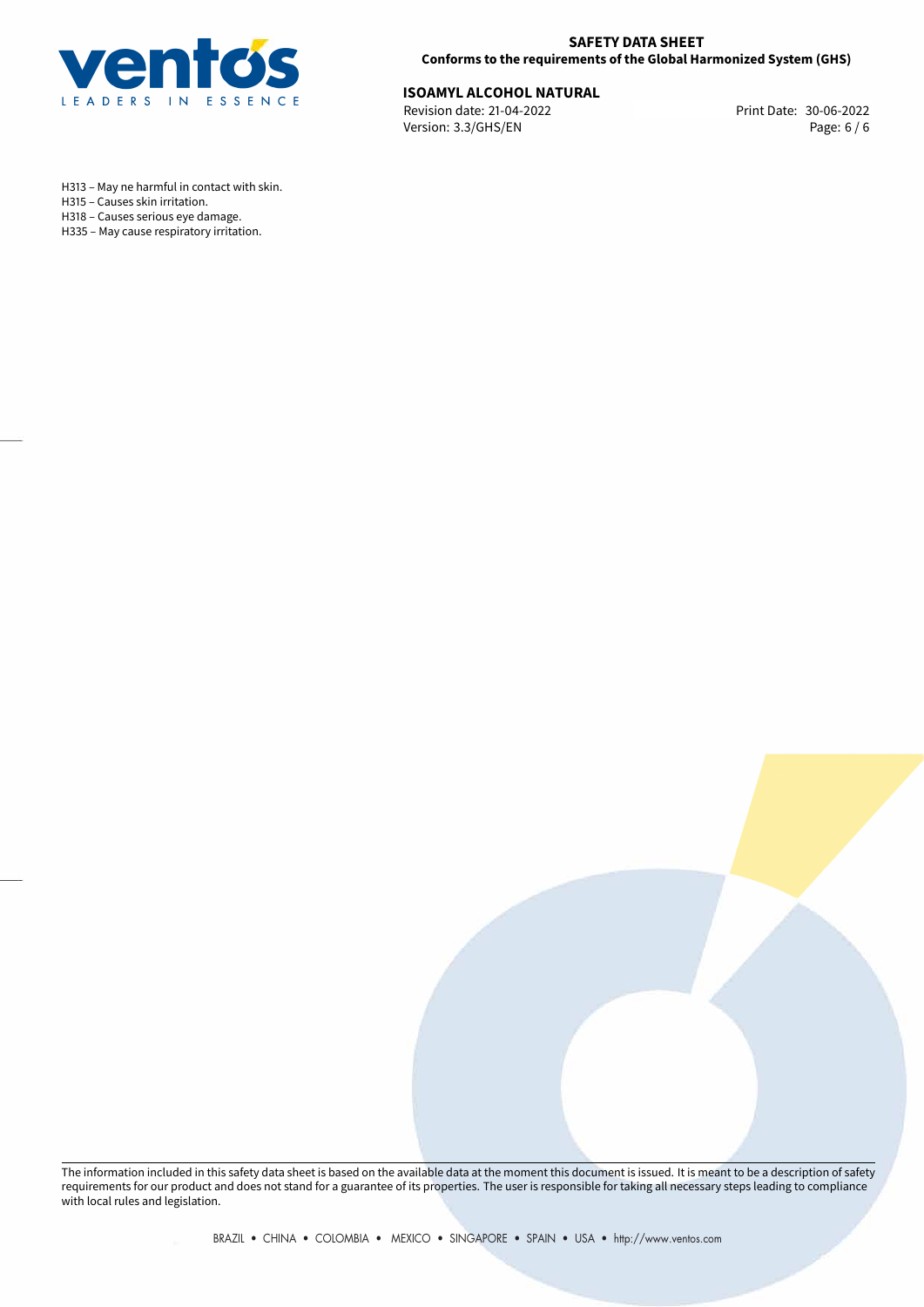H313 – May ne harmful in contact with skin.
H315 – Causes skin irritation.
H318 – Causes serious eye damage.
H335 – May cause respiratory irritation.

The information included in this safety data sheet is based on the available data at the moment this document is issued. It is meant to be a description of safety requirements for our product and does not stand for a guarantee of its properties. The user is responsible for taking all necessary steps leading to compliance with local rules and legislation.